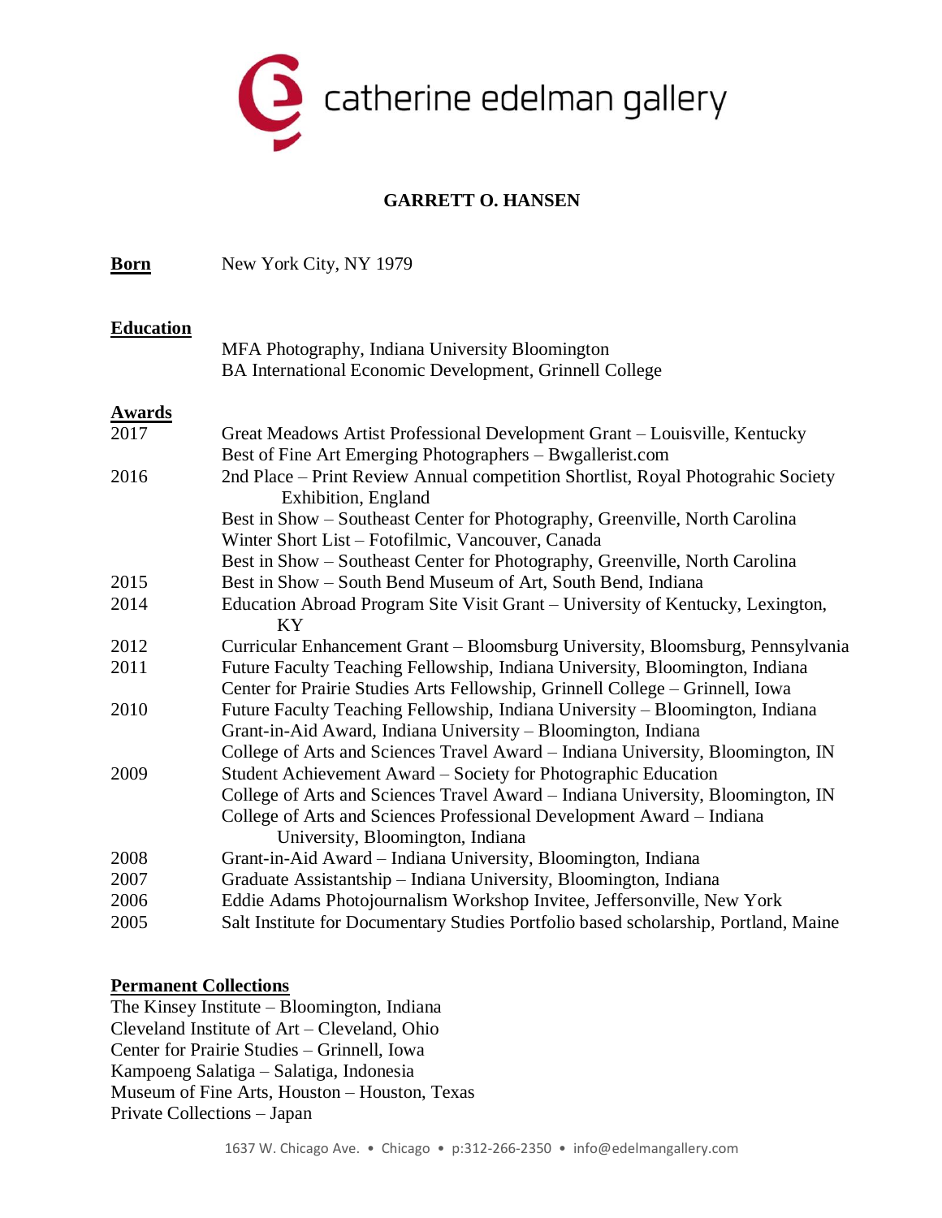catherine edelman gallery

# GARRETT O. HANSEN

**Born** New York City, NY 1979

## Education

MFA Photography, Indiana University Bloomington
BA International Economic Development, Grinnell College

## Awards

2017
Great Meadows Artist Professional Development Grant – Louisville, Kentucky
Best of Fine Art Emerging Photographers – Bwgallerist.com

2016
2nd Place – Print Review Annual competition Shortlist, Royal Photograhic Society Exhibition, England
Best in Show – Southeast Center for Photography, Greenville, North Carolina
Winter Short List – Fotofilmic, Vancouver, Canada
Best in Show – Southeast Center for Photography, Greenville, North Carolina

2015
Best in Show – South Bend Museum of Art, South Bend, Indiana

2014
Education Abroad Program Site Visit Grant – University of Kentucky, Lexington, KY

2012
Curricular Enhancement Grant – Bloomsburg University, Bloomsburg, Pennsylvania

2011
Future Faculty Teaching Fellowship, Indiana University, Bloomington, Indiana
Center for Prairie Studies Arts Fellowship, Grinnell College – Grinnell, Iowa

2010
Future Faculty Teaching Fellowship, Indiana University – Bloomington, Indiana
Grant-in-Aid Award, Indiana University – Bloomington, Indiana
College of Arts and Sciences Travel Award – Indiana University, Bloomington, IN

2009
Student Achievement Award – Society for Photographic Education
College of Arts and Sciences Travel Award – Indiana University, Bloomington, IN
College of Arts and Sciences Professional Development Award – Indiana University, Bloomington, Indiana

2008
Grant-in-Aid Award – Indiana University, Bloomington, Indiana

2007
Graduate Assistantship – Indiana University, Bloomington, Indiana

2006
Eddie Adams Photojournalism Workshop Invitee, Jeffersonville, New York

2005
Salt Institute for Documentary Studies Portfolio based scholarship, Portland, Maine

## Permanent Collections

The Kinsey Institute – Bloomington, Indiana
Cleveland Institute of Art – Cleveland, Ohio
Center for Prairie Studies – Grinnell, Iowa
Kampoeng Salatiga – Salatiga, Indonesia
Museum of Fine Arts, Houston – Houston, Texas
Private Collections – Japan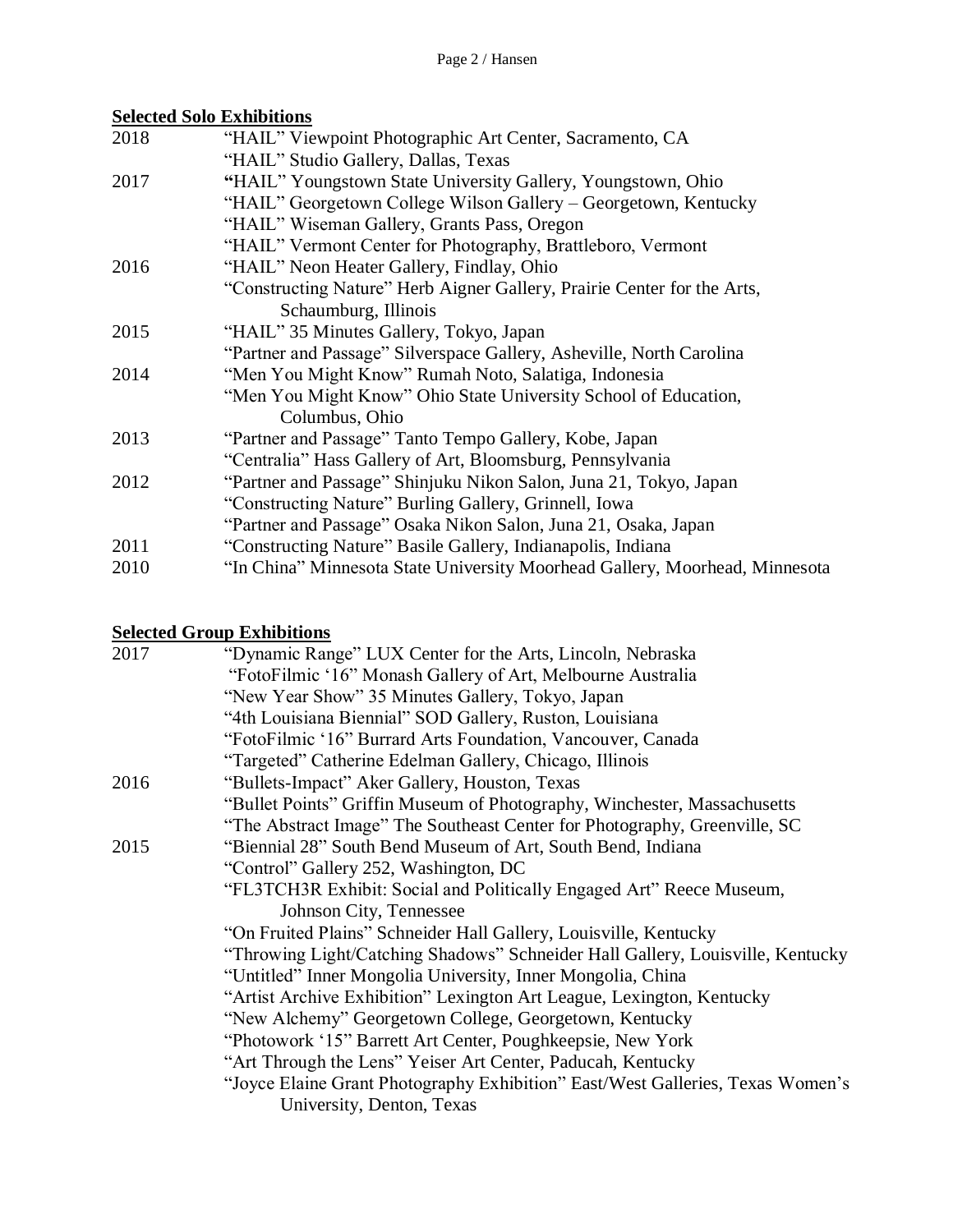## Selected Solo Exhibitions

2018
"HAIL" Viewpoint Photographic Art Center, Sacramento, CA
"HAIL" Studio Gallery, Dallas, Texas

2017
"HAIL" Youngstown State University Gallery, Youngstown, Ohio
"HAIL" Georgetown College Wilson Gallery – Georgetown, Kentucky
"HAIL" Wiseman Gallery, Grants Pass, Oregon
"HAIL" Vermont Center for Photography, Brattleboro, Vermont

2016
"HAIL" Neon Heater Gallery, Findlay, Ohio
"Constructing Nature" Herb Aigner Gallery, Prairie Center for the Arts, Schaumburg, Illinois

2015
"HAIL" 35 Minutes Gallery, Tokyo, Japan
"Partner and Passage" Silverspace Gallery, Asheville, North Carolina

2014
"Men You Might Know" Rumah Noto, Salatiga, Indonesia
"Men You Might Know" Ohio State University School of Education, Columbus, Ohio

2013
"Partner and Passage" Tanto Tempo Gallery, Kobe, Japan
"Centralia" Hass Gallery of Art, Bloomsburg, Pennsylvania

2012
"Partner and Passage" Shinjuku Nikon Salon, Juna 21, Tokyo, Japan
"Constructing Nature" Burling Gallery, Grinnell, Iowa
"Partner and Passage" Osaka Nikon Salon, Juna 21, Osaka, Japan

2011
"Constructing Nature" Basile Gallery, Indianapolis, Indiana

2010
"In China" Minnesota State University Moorhead Gallery, Moorhead, Minnesota

## Selected Group Exhibitions

2017
"Dynamic Range" LUX Center for the Arts, Lincoln, Nebraska
"FotoFilmic '16" Monash Gallery of Art, Melbourne Australia
"New Year Show" 35 Minutes Gallery, Tokyo, Japan
"4th Louisiana Biennial" SOD Gallery, Ruston, Louisiana
"FotoFilmic '16" Burrard Arts Foundation, Vancouver, Canada
"Targeted" Catherine Edelman Gallery, Chicago, Illinois

2016
"Bullets-Impact" Aker Gallery, Houston, Texas
"Bullet Points" Griffin Museum of Photography, Winchester, Massachusetts
"The Abstract Image" The Southeast Center for Photography, Greenville, SC

2015
"Biennial 28" South Bend Museum of Art, South Bend, Indiana
"Control" Gallery 252, Washington, DC
"FL3TCH3R Exhibit: Social and Politically Engaged Art" Reece Museum, Johnson City, Tennessee
"On Fruited Plains" Schneider Hall Gallery, Louisville, Kentucky
"Throwing Light/Catching Shadows" Schneider Hall Gallery, Louisville, Kentucky
"Untitled" Inner Mongolia University, Inner Mongolia, China
"Artist Archive Exhibition" Lexington Art League, Lexington, Kentucky
"New Alchemy" Georgetown College, Georgetown, Kentucky
"Photowork '15" Barrett Art Center, Poughkeepsie, New York
"Art Through the Lens" Yeiser Art Center, Paducah, Kentucky
"Joyce Elaine Grant Photography Exhibition" East/West Galleries, Texas Women's University, Denton, Texas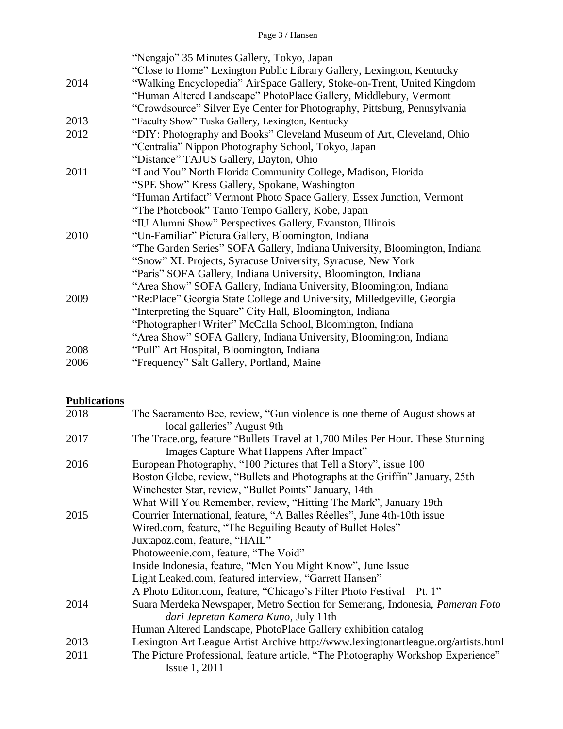| | |
|---|---|
| | "Nengajo" 35 Minutes Gallery, Tokyo, Japan |
| | "Close to Home" Lexington Public Library Gallery, Lexington, Kentucky |
| 2014 | "Walking Encyclopedia" AirSpace Gallery, Stoke-on-Trent, United Kingdom |
| | "Human Altered Landscape" PhotoPlace Gallery, Middlebury, Vermont |
| | "Crowdsource" Silver Eye Center for Photography, Pittsburg, Pennsylvania |
| 2013 | "Faculty Show" Tuska Gallery, Lexington, Kentucky |
| 2012 | "DIY: Photography and Books" Cleveland Museum of Art, Cleveland, Ohio |
| | "Centralia" Nippon Photography School, Tokyo, Japan |
| | "Distance" TAJUS Gallery, Dayton, Ohio |
| 2011 | "I and You" North Florida Community College, Madison, Florida |
| | "SPE Show" Kress Gallery, Spokane, Washington |
| | "Human Artifact" Vermont Photo Space Gallery, Essex Junction, Vermont |
| | "The Photobook" Tanto Tempo Gallery, Kobe, Japan |
| | "IU Alumni Show" Perspectives Gallery, Evanston, Illinois |
| 2010 | "Un-Familiar" Pictura Gallery, Bloomington, Indiana |
| | "The Garden Series" SOFA Gallery, Indiana University, Bloomington, Indiana |
| | "Snow" XL Projects, Syracuse University, Syracuse, New York |
| | "Paris" SOFA Gallery, Indiana University, Bloomington, Indiana |
| | "Area Show" SOFA Gallery, Indiana University, Bloomington, Indiana |
| 2009 | "Re:Place" Georgia State College and University, Milledgeville, Georgia |
| | "Interpreting the Square" City Hall, Bloomington, Indiana |
| | "Photographer+Writer" McCalla School, Bloomington, Indiana |
| | "Area Show" SOFA Gallery, Indiana University, Bloomington, Indiana |
| 2008 | "Pull" Art Hospital, Bloomington, Indiana |
| 2006 | "Frequency" Salt Gallery, Portland, Maine |

## **Publications**

| | |
|---|---|
| 2018 | The Sacramento Bee, review, "Gun violence is one theme of August shows at local galleries" August 9th |
| 2017 | The Trace.org, feature "Bullets Travel at 1,700 Miles Per Hour. These Stunning Images Capture What Happens After Impact" |
| 2016 | European Photography, "100 Pictures that Tell a Story", issue 100 |
| | Boston Globe, review, "Bullets and Photographs at the Griffin" January, 25th |
| | Winchester Star, review, "Bullet Points" January, 14th |
| | What Will You Remember, review, "Hitting The Mark", January 19th |
| 2015 | Courrier International, feature, "A Balles Réelles", June 4th-10th issue |
| | Wired.com, feature, "The Beguiling Beauty of Bullet Holes" |
| | Juxtapoz.com, feature, "HAIL" |
| | Photoweenie.com, feature, "The Void" |
| | Inside Indonesia, feature, "Men You Might Know", June Issue |
| | Light Leaked.com, featured interview, "Garrett Hansen" |
| | A Photo Editor.com, feature, "Chicago's Filter Photo Festival – Pt. 1" |
| 2014 | Suara Merdeka Newspaper, Metro Section for Semerang, Indonesia, *Pameran Foto dari Jepretan Kamera Kuno*, July 11th |
| | Human Altered Landscape, PhotoPlace Gallery exhibition catalog |
| 2013 | Lexington Art League Artist Archive http://www.lexingtonartleague.org/artists.html |
| 2011 | The Picture Professional, feature article, "The Photography Workshop Experience" Issue 1, 2011 |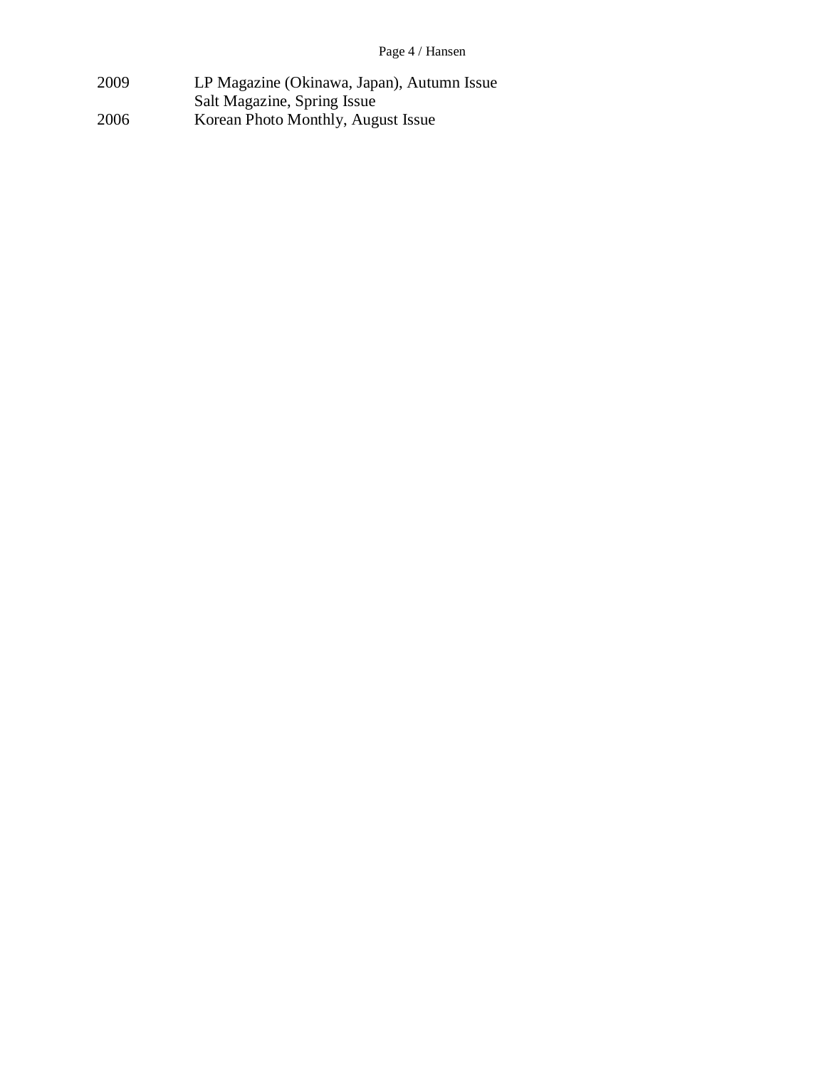| | |
|---|---|
| 2009 | LP Magazine (Okinawa, Japan), Autumn Issue |
| | Salt Magazine, Spring Issue |
| 2006 | Korean Photo Monthly, August Issue |